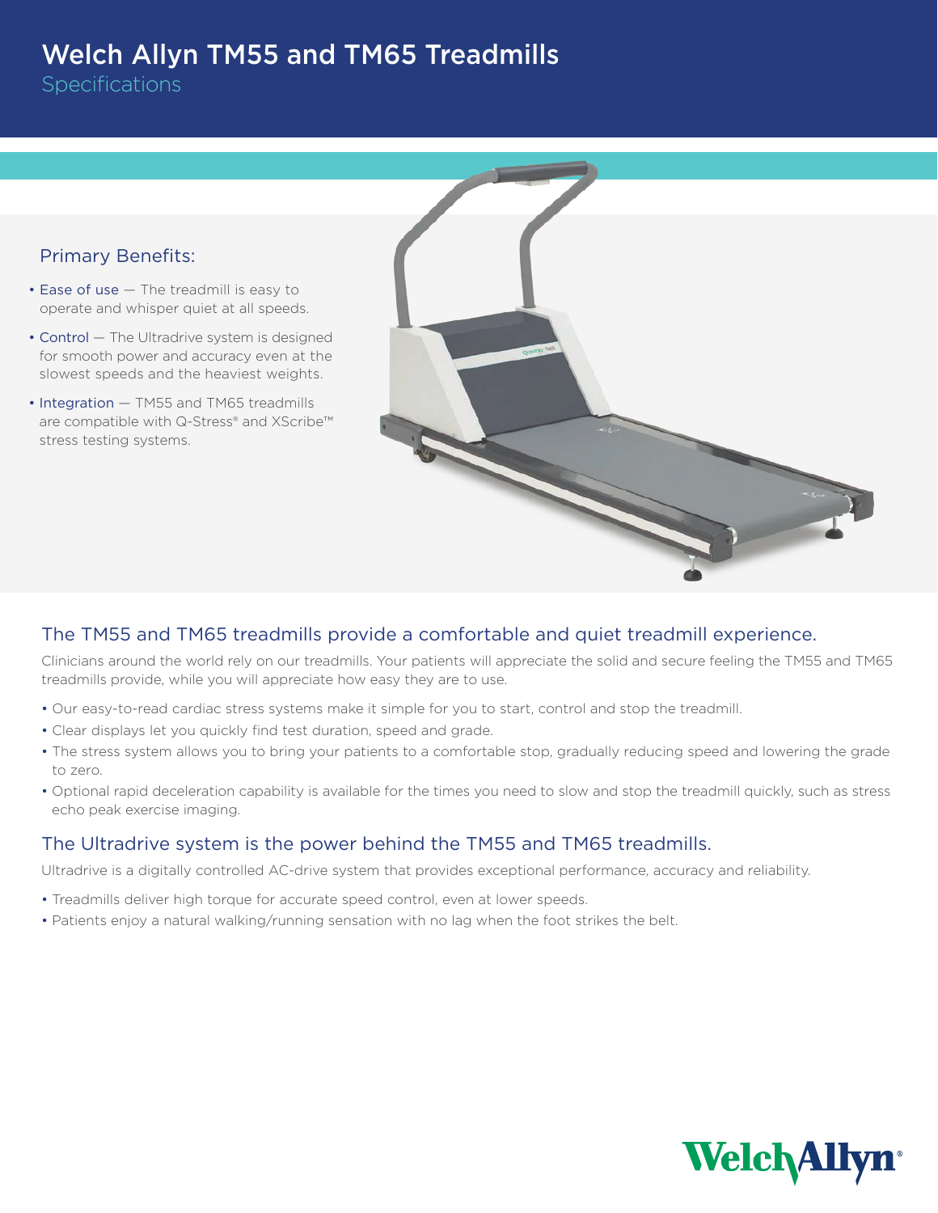# Welch Allyn TM55 and TM65 Treadmills

Specifications

## Primary Benefits:

- Ease of use — The treadmill is easy to operate and whisper quiet at all speeds.
- Control — The Ultradrive system is designed for smooth power and accuracy even at the slowest speeds and the heaviest weights.
- Integration — TM55 and TM65 treadmills are compatible with Q-Stress® and XScribe™ stress testing systems.

## The TM55 and TM65 treadmills provide a comfortable and quiet treadmill experience.

Clinicians around the world rely on our treadmills. Your patients will appreciate the solid and secure feeling the TM55 and TM65 treadmills provide, while you will appreciate how easy they are to use.

- Our easy-to-read cardiac stress systems make it simple for you to start, control and stop the treadmill.
- Clear displays let you quickly find test duration, speed and grade.
- The stress system allows you to bring your patients to a comfortable stop, gradually reducing speed and lowering the grade to zero.
- Optional rapid deceleration capability is available for the times you need to slow and stop the treadmill quickly, such as stress echo peak exercise imaging.

## The Ultradrive system is the power behind the TM55 and TM65 treadmills.

Ultradrive is a digitally controlled AC-drive system that provides exceptional performance, accuracy and reliability.

- Treadmills deliver high torque for accurate speed control, even at lower speeds.
- Patients enjoy a natural walking/running sensation with no lag when the foot strikes the belt.

WelchAllyn®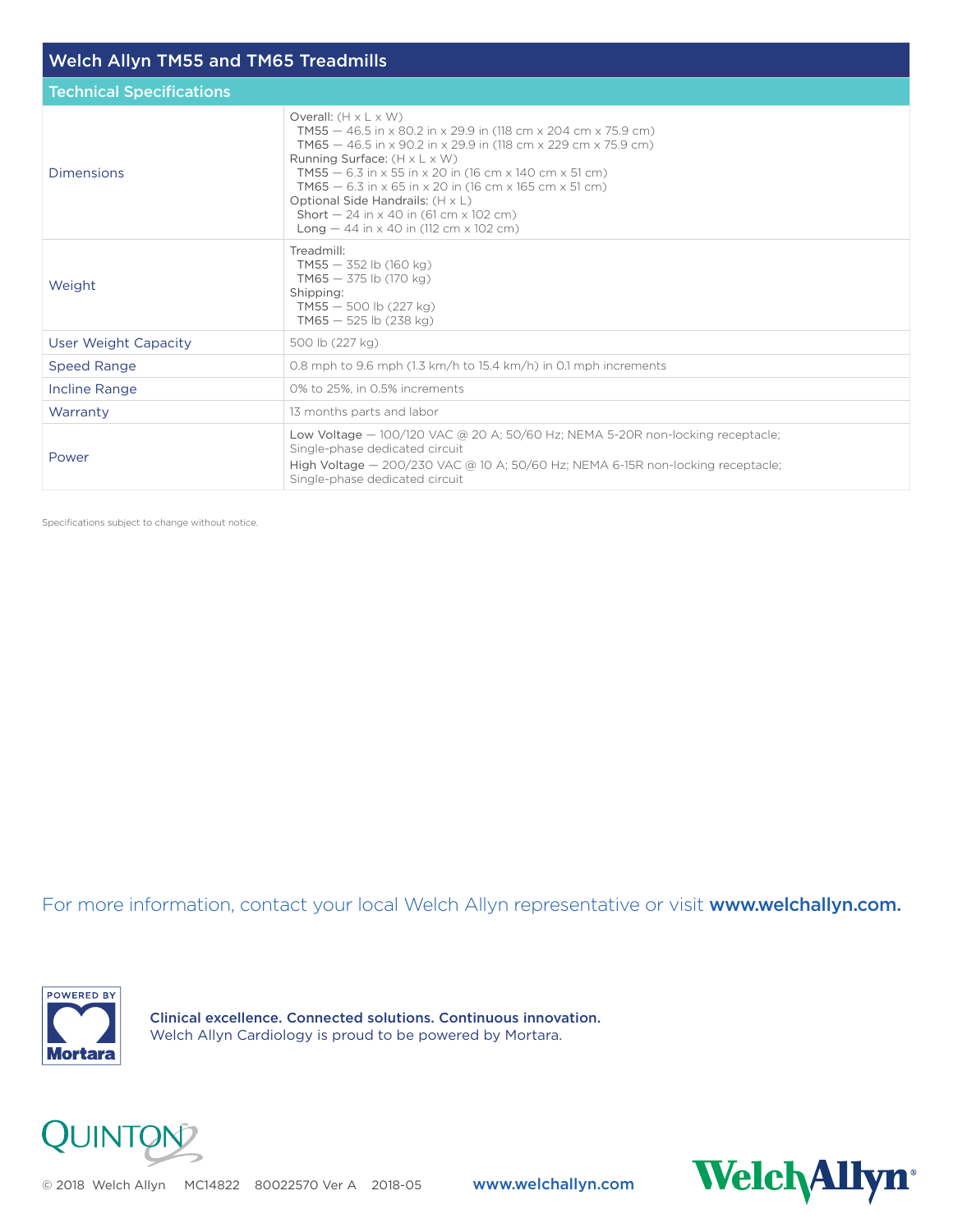## Welch Allyn TM55 and TM65 Treadmills

### Technical Specifications

| | |
|---|---|
| Dimensions | Overall: (H x L x W)<br>TM55 — 46.5 in x 80.2 in x 29.9 in (118 cm x 204 cm x 75.9 cm)<br>TM65 — 46.5 in x 90.2 in x 29.9 in (118 cm x 229 cm x 75.9 cm)<br>Running Surface: (H x L x W)<br>TM55 — 6.3 in x 55 in x 20 in (16 cm x 140 cm x 51 cm)<br>TM65 — 6.3 in x 65 in x 20 in (16 cm x 165 cm x 51 cm)<br>Optional Side Handrails: (H x L)<br>Short — 24 in x 40 in (61 cm x 102 cm)<br>Long — 44 in x 40 in (112 cm x 102 cm) |
| Weight | Treadmill:<br>TM55 — 352 lb (160 kg)<br>TM65 — 375 lb (170 kg)<br>Shipping:<br>TM55 — 500 lb (227 kg)<br>TM65 — 525 lb (238 kg) |
| User Weight Capacity | 500 lb (227 kg) |
| Speed Range | 0.8 mph to 9.6 mph (1.3 km/h to 15.4 km/h) in 0.1 mph increments |
| Incline Range | 0% to 25%, in 0.5% increments |
| Warranty | 13 months parts and labor |
| Power | Low Voltage — 100/120 VAC @ 20 A; 50/60 Hz; NEMA 5-20R non-locking receptacle; Single-phase dedicated circuit<br>High Voltage — 200/230 VAC @ 10 A; 50/60 Hz; NEMA 6-15R non-locking receptacle; Single-phase dedicated circuit |

Specifications subject to change without notice.

For more information, contact your local Welch Allyn representative or visit **www.welchallyn.com.**

POWERED BY Mortara

**Clinical excellence. Connected solutions. Continuous innovation.**
Welch Allyn Cardiology is proud to be powered by Mortara.

QUINTON

© 2018 Welch Allyn MC14822 80022570 Ver A 2018-05 www.welchallyn.com

Welch Allyn®